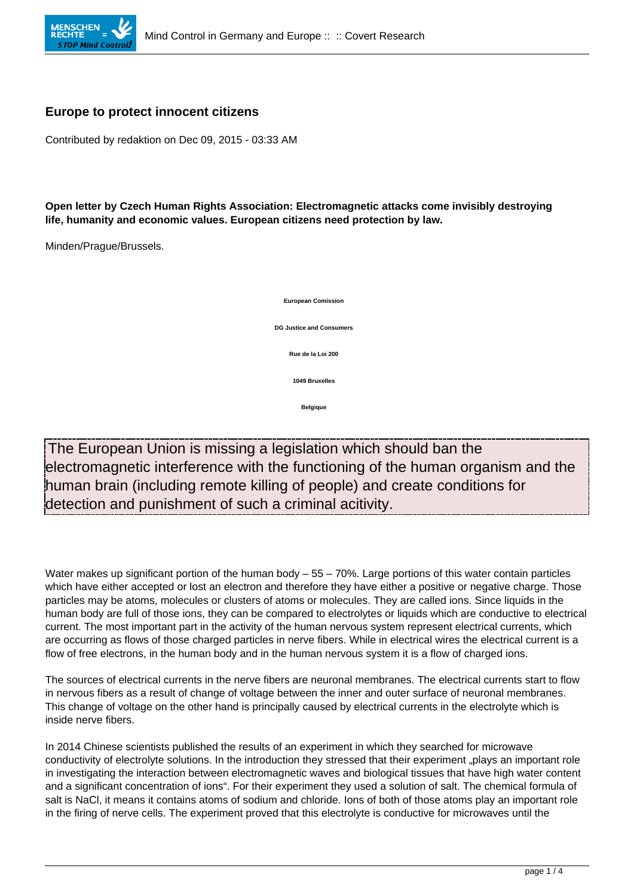# Europe to protect innocent citizens

Contributed by redaktion on Dec 09, 2015 - 03:33 AM

**Open letter by Czech Human Rights Association: Electromagnetic attacks come invisibly destroying life, humanity and economic values. European citizens need protection by law.**

Minden/Prague/Brussels.

**European Comission**

**DG Justice and Consumers**

**Rue de la Loi 200**

**1049 Bruxelles**

**Belgique**

The European Union is missing a legislation which should ban the electromagnetic interference with the functioning of the human organism and the human brain (including remote killing of people) and create conditions for detection and punishment of such a criminal acitivity.

Water makes up significant portion of the human body – 55 – 70%. Large portions of this water contain particles which have either accepted or lost an electron and therefore they have either a positive or negative charge. Those particles may be atoms, molecules or clusters of atoms or molecules. They are called ions. Since liquids in the human body are full of those ions, they can be compared to electrolytes or liquids which are conductive to electrical current. The most important part in the activity of the human nervous system represent electrical currents, which are occurring as flows of those charged particles in nerve fibers. While in electrical wires the electrical current is a flow of free electrons, in the human body and in the human nervous system it is a flow of charged ions.

The sources of electrical currents in the nerve fibers are neuronal membranes. The electrical currents start to flow in nervous fibers as a result of change of voltage between the inner and outer surface of neuronal membranes. This change of voltage on the other hand is principally caused by electrical currents in the electrolyte which is inside nerve fibers.

In 2014 Chinese scientists published the results of an experiment in which they searched for microwave conductivity of electrolyte solutions. In the introduction they stressed that their experiment „plays an important role in investigating the interaction between electromagnetic waves and biological tissues that have high water content and a significant concentration of ions". For their experiment they used a solution of salt. The chemical formula of salt is $NaCl$, it means it contains atoms of sodium and chloride. Ions of both of those atoms play an important role in the firing of nerve cells. The experiment proved that this electrolyte is conductive for microwaves until the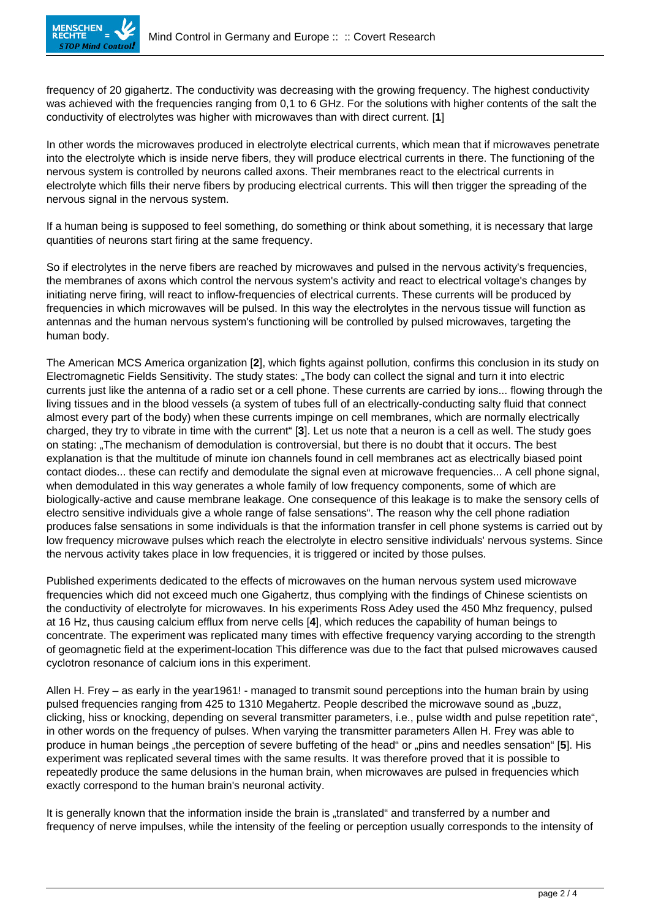frequency of 20 gigahertz. The conductivity was decreasing with the growing frequency. The highest conductivity was achieved with the frequencies ranging from 0,1 to 6 GHz. For the solutions with higher contents of the salt the conductivity of electrolytes was higher with microwaves than with direct current. [**1**]

In other words the microwaves produced in electrolyte electrical currents, which mean that if microwaves penetrate into the electrolyte which is inside nerve fibers, they will produce electrical currents in there. The functioning of the nervous system is controlled by neurons called axons. Their membranes react to the electrical currents in electrolyte which fills their nerve fibers by producing electrical currents. This will then trigger the spreading of the nervous signal in the nervous system.

If a human being is supposed to feel something, do something or think about something, it is necessary that large quantities of neurons start firing at the same frequency.

So if electrolytes in the nerve fibers are reached by microwaves and pulsed in the nervous activity's frequencies, the membranes of axons which control the nervous system's activity and react to electrical voltage's changes by initiating nerve firing, will react to inflow-frequencies of electrical currents. These currents will be produced by frequencies in which microwaves will be pulsed. In this way the electrolytes in the nervous tissue will function as antennas and the human nervous system's functioning will be controlled by pulsed microwaves, targeting the human body.

The American MCS America organization [**2**], which fights against pollution, confirms this conclusion in its study on Electromagnetic Fields Sensitivity. The study states: „The body can collect the signal and turn it into electric currents just like the antenna of a radio set or a cell phone. These currents are carried by ions... flowing through the living tissues and in the blood vessels (a system of tubes full of an electrically-conducting salty fluid that connect almost every part of the body) when these currents impinge on cell membranes, which are normally electrically charged, they try to vibrate in time with the current" [**3**]. Let us note that a neuron is a cell as well. The study goes on stating: „The mechanism of demodulation is controversial, but there is no doubt that it occurs. The best explanation is that the multitude of minute ion channels found in cell membranes act as electrically biased point contact diodes... these can rectify and demodulate the signal even at microwave frequencies... A cell phone signal, when demodulated in this way generates a whole family of low frequency components, some of which are biologically-active and cause membrane leakage. One consequence of this leakage is to make the sensory cells of electro sensitive individuals give a whole range of false sensations". The reason why the cell phone radiation produces false sensations in some individuals is that the information transfer in cell phone systems is carried out by low frequency microwave pulses which reach the electrolyte in electro sensitive individuals' nervous systems. Since the nervous activity takes place in low frequencies, it is triggered or incited by those pulses.

Published experiments dedicated to the effects of microwaves on the human nervous system used microwave frequencies which did not exceed much one Gigahertz, thus complying with the findings of Chinese scientists on the conductivity of electrolyte for microwaves. In his experiments Ross Adey used the 450 Mhz frequency, pulsed at 16 Hz, thus causing calcium efflux from nerve cells [**4**], which reduces the capability of human beings to concentrate. The experiment was replicated many times with effective frequency varying according to the strength of geomagnetic field at the experiment-location This difference was due to the fact that pulsed microwaves caused cyclotron resonance of calcium ions in this experiment.

Allen H. Frey – as early in the year1961! - managed to transmit sound perceptions into the human brain by using pulsed frequencies ranging from 425 to 1310 Megahertz. People described the microwave sound as „buzz, clicking, hiss or knocking, depending on several transmitter parameters, i.e., pulse width and pulse repetition rate", in other words on the frequency of pulses. When varying the transmitter parameters Allen H. Frey was able to produce in human beings „the perception of severe buffeting of the head" or „pins and needles sensation" [**5**]. His experiment was replicated several times with the same results. It was therefore proved that it is possible to repeatedly produce the same delusions in the human brain, when microwaves are pulsed in frequencies which exactly correspond to the human brain's neuronal activity.

It is generally known that the information inside the brain is „translated" and transferred by a number and frequency of nerve impulses, while the intensity of the feeling or perception usually corresponds to the intensity of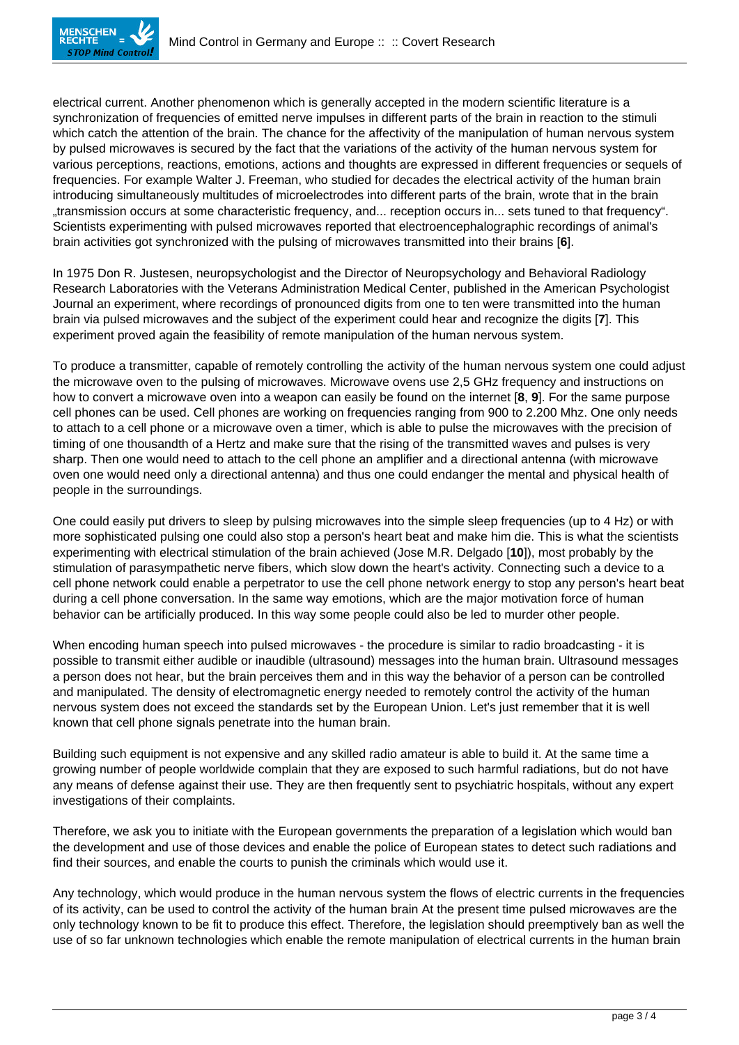electrical current. Another phenomenon which is generally accepted in the modern scientific literature is a synchronization of frequencies of emitted nerve impulses in different parts of the brain in reaction to the stimuli which catch the attention of the brain. The chance for the affectivity of the manipulation of human nervous system by pulsed microwaves is secured by the fact that the variations of the activity of the human nervous system for various perceptions, reactions, emotions, actions and thoughts are expressed in different frequencies or sequels of frequencies. For example Walter J. Freeman, who studied for decades the electrical activity of the human brain introducing simultaneously multitudes of microelectrodes into different parts of the brain, wrote that in the brain „transmission occurs at some characteristic frequency, and... reception occurs in... sets tuned to that frequency“. Scientists experimenting with pulsed microwaves reported that electroencephalographic recordings of animal's brain activities got synchronized with the pulsing of microwaves transmitted into their brains [**6**].

In 1975 Don R. Justesen, neuropsychologist and the Director of Neuropsychology and Behavioral Radiology Research Laboratories with the Veterans Administration Medical Center, published in the American Psychologist Journal an experiment, where recordings of pronounced digits from one to ten were transmitted into the human brain via pulsed microwaves and the subject of the experiment could hear and recognize the digits [**7**]. This experiment proved again the feasibility of remote manipulation of the human nervous system.

To produce a transmitter, capable of remotely controlling the activity of the human nervous system one could adjust the microwave oven to the pulsing of microwaves. Microwave ovens use 2,5 GHz frequency and instructions on how to convert a microwave oven into a weapon can easily be found on the internet [**8**, **9**]. For the same purpose cell phones can be used. Cell phones are working on frequencies ranging from 900 to 2.200 Mhz. One only needs to attach to a cell phone or a microwave oven a timer, which is able to pulse the microwaves with the precision of timing of one thousandth of a Hertz and make sure that the rising of the transmitted waves and pulses is very sharp. Then one would need to attach to the cell phone an amplifier and a directional antenna (with microwave oven one would need only a directional antenna) and thus one could endanger the mental and physical health of people in the surroundings.

One could easily put drivers to sleep by pulsing microwaves into the simple sleep frequencies (up to 4 Hz) or with more sophisticated pulsing one could also stop a person's heart beat and make him die. This is what the scientists experimenting with electrical stimulation of the brain achieved (Jose M.R. Delgado [**10**]), most probably by the stimulation of parasympathetic nerve fibers, which slow down the heart's activity. Connecting such a device to a cell phone network could enable a perpetrator to use the cell phone network energy to stop any person's heart beat during a cell phone conversation. In the same way emotions, which are the major motivation force of human behavior can be artificially produced. In this way some people could also be led to murder other people.

When encoding human speech into pulsed microwaves - the procedure is similar to radio broadcasting - it is possible to transmit either audible or inaudible (ultrasound) messages into the human brain. Ultrasound messages a person does not hear, but the brain perceives them and in this way the behavior of a person can be controlled and manipulated. The density of electromagnetic energy needed to remotely control the activity of the human nervous system does not exceed the standards set by the European Union. Let's just remember that it is well known that cell phone signals penetrate into the human brain.

Building such equipment is not expensive and any skilled radio amateur is able to build it. At the same time a growing number of people worldwide complain that they are exposed to such harmful radiations, but do not have any means of defense against their use. They are then frequently sent to psychiatric hospitals, without any expert investigations of their complaints.

Therefore, we ask you to initiate with the European governments the preparation of a legislation which would ban the development and use of those devices and enable the police of European states to detect such radiations and find their sources, and enable the courts to punish the criminals which would use it.

Any technology, which would produce in the human nervous system the flows of electric currents in the frequencies of its activity, can be used to control the activity of the human brain At the present time pulsed microwaves are the only technology known to be fit to produce this effect. Therefore, the legislation should preemptively ban as well the use of so far unknown technologies which enable the remote manipulation of electrical currents in the human brain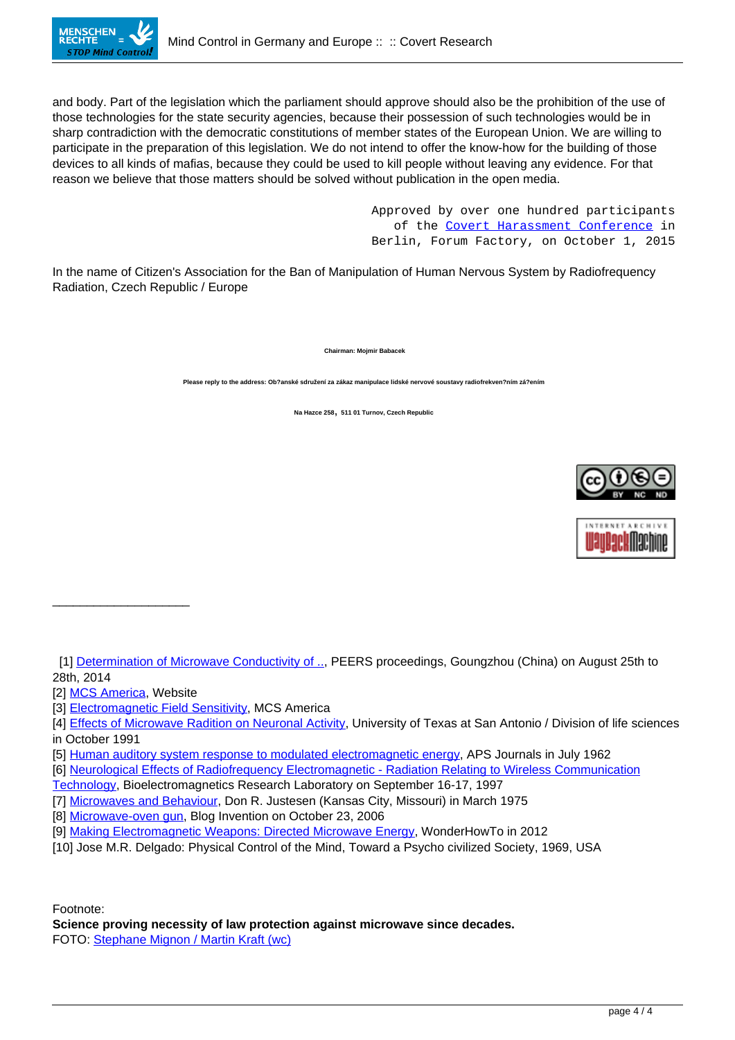and body. Part of the legislation which the parliament should approve should also be the prohibition of the use of those technologies for the state security agencies, because their possession of such technologies would be in sharp contradiction with the democratic constitutions of member states of the European Union. We are willing to participate in the preparation of this legislation. We do not intend to offer the know-how for the building of those devices to all kinds of mafias, because they could be used to kill people without leaving any evidence. For that reason we believe that those matters should be solved without publication in the open media.

```
Approved by over one hundred participants
   of the Covert Harassment Conference in
Berlin, Forum Factory, on October 1, 2015
```

In the name of Citizen's Association for the Ban of Manipulation of Human Nervous System by Radiofrequency Radiation, Czech Republic / Europe

**Chairman: Mojmir Babacek**

**Please reply to the address: Ob?anské sdružení za zákaz manipulace lidské nervové soustavy radiofrekven?ním zá?ením**

**Na Hazce 258, 511 01 Turnov, Czech Republic**

---

[1] Determination of Microwave Conductivity of .., PEERS proceedings, Goungzhou (China) on August 25th to 28th, 2014
[2] MCS America, Website
[3] Electromagnetic Field Sensitivity, MCS America
[4] Effects of Microwave Radition on Neuronal Activity, University of Texas at San Antonio / Division of life sciences in October 1991
[5] Human auditory system response to modulated electromagnetic energy, APS Journals in July 1962
[6] Neurological Effects of Radiofrequency Electromagnetic - Radiation Relating to Wireless Communication Technology, Bioelectromagnetics Research Laboratory on September 16-17, 1997
[7] Microwaves and Behaviour, Don R. Justesen (Kansas City, Missouri) in March 1975
[8] Microwave-oven gun, Blog Invention on October 23, 2006
[9] Making Electromagnetic Weapons: Directed Microwave Energy, WonderHowTo in 2012
[10] Jose M.R. Delgado: Physical Control of the Mind, Toward a Psycho civilized Society, 1969, USA

Footnote:
**Science proving necessity of law protection against microwave since decades.**
FOTO: Stephane Mignon / Martin Kraft (wc)